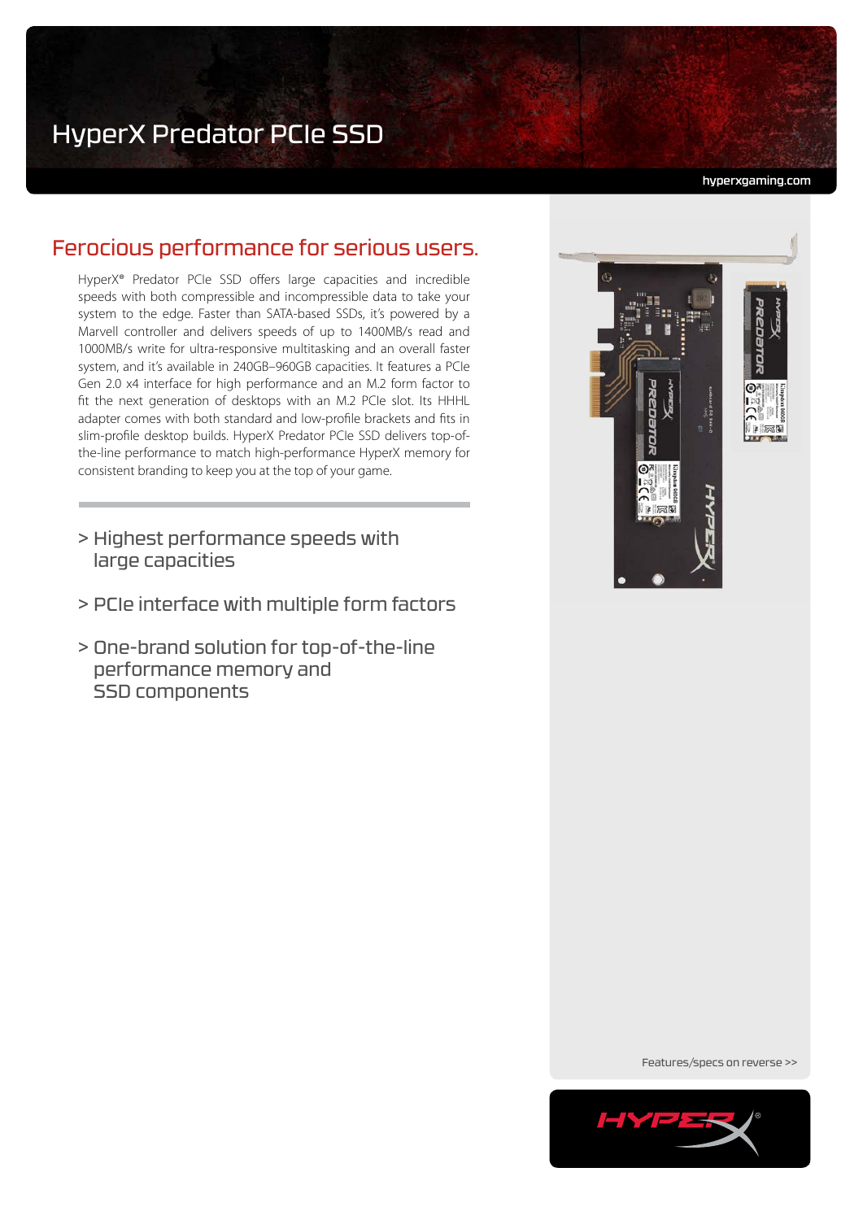# HyperX Predator PCIe SSD

hyperxgaming.com

## Ferocious performance for serious users.

HyperX® Predator PCIe SSD offers large capacities and incredible speeds with both compressible and incompressible data to take your system to the edge. Faster than SATA-based SSDs, it's powered by a Marvell controller and delivers speeds of up to 1400MB/s read and 1000MB/s write for ultra-responsive multitasking and an overall faster system, and it's available in 240GB–960GB capacities. It features a PCIe Gen 2.0 x4 interface for high performance and an M.2 form factor to fit the next generation of desktops with an M.2 PCIe slot. Its HHHL adapter comes with both standard and low-profile brackets and fits in slim-profile desktop builds. HyperX Predator PCIe SSD delivers top-of-the-line performance to match high-performance HyperX memory for consistent branding to keep you at the top of your game.

> Highest performance speeds with large capacities

> PCIe interface with multiple form factors

> One-brand solution for top-of-the-line performance memory and SSD components

Features/specs on reverse >>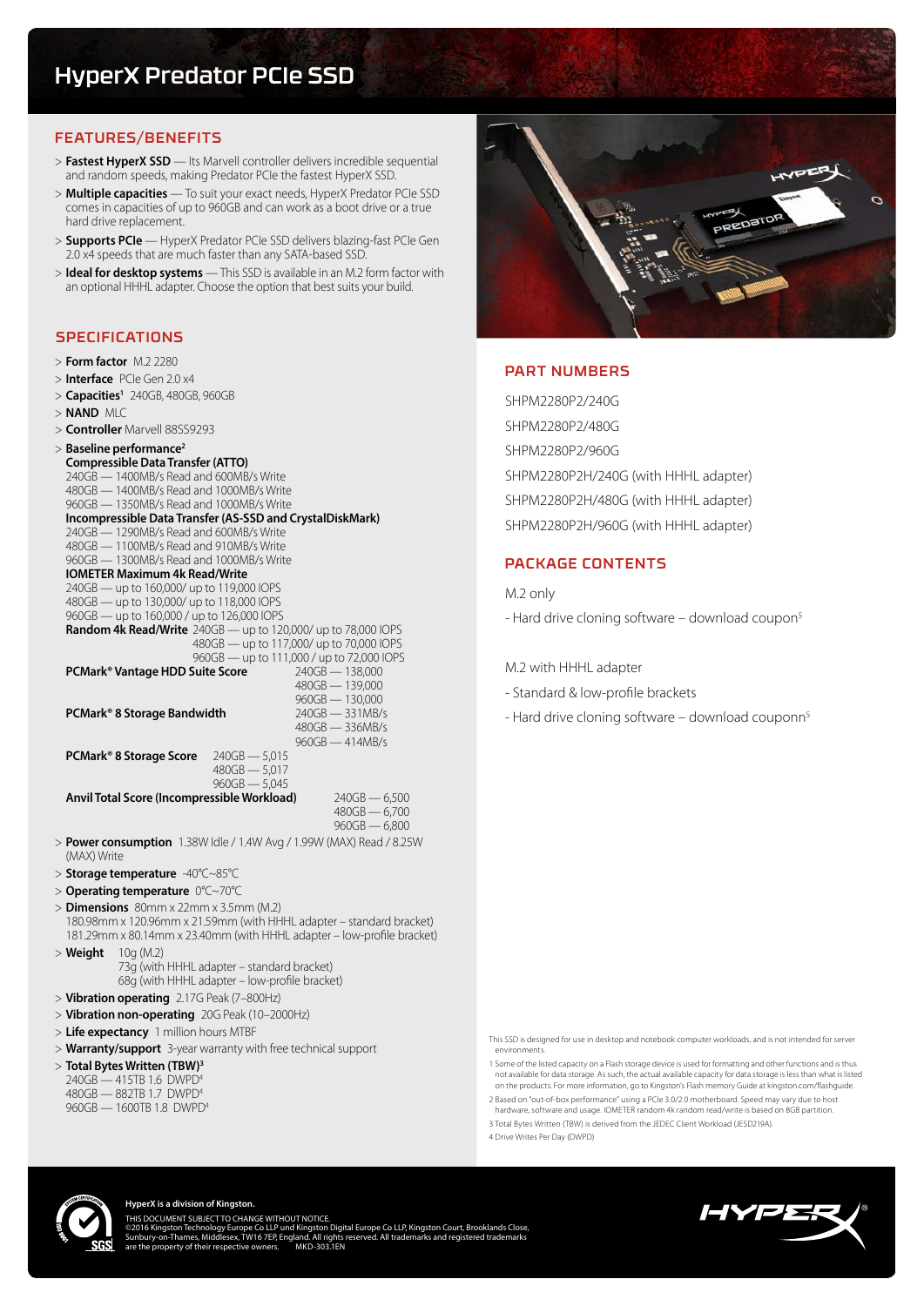# HyperX Predator PCIe SSD

## FEATURES/BENEFITS

- **Fastest HyperX SSD** — Its Marvell controller delivers incredible sequential and random speeds, making Predator PCIe the fastest HyperX SSD.
- **Multiple capacities** — To suit your exact needs, HyperX Predator PCIe SSD comes in capacities of up to 960GB and can work as a boot drive or a true hard drive replacement.
- **Supports PCIe** — HyperX Predator PCIe SSD delivers blazing-fast PCIe Gen 2.0 x4 speeds that are much faster than any SATA-based SSD.
- **Ideal for desktop systems** — This SSD is available in an M.2 form factor with an optional HHHL adapter. Choose the option that best suits your build.

## SPECIFICATIONS

- **Form factor** M.2 2280
- **Interface** PCIe Gen 2.0 x4
- **Capacities**[1] 240GB, 480GB, 960GB
- **NAND** MLC
- **Controller** Marvell 88SS9293
- **Baseline performance**[2]
  - **Compressible Data Transfer (ATTO)**
    - 240GB — 1400MB/s Read and 600MB/s Write
    - 480GB — 1400MB/s Read and 1000MB/s Write
    - 960GB — 1350MB/s Read and 1000MB/s Write
  - **Incompressible Data Transfer (AS-SSD and CrystalDiskMark)**
    - 240GB — 1290MB/s Read and 600MB/s Write
    - 480GB — 1100MB/s Read and 910MB/s Write
    - 960GB — 1300MB/s Read and 1000MB/s Write
  - **IOMETER Maximum 4k Read/Write**
    - 240GB — up to 160,000/ up to 119,000 IOPS
    - 480GB — up to 130,000/ up to 118,000 IOPS
    - 960GB — up to 160,000 / up to 126,000 IOPS
  - **Random 4k Read/Write**
    - 240GB — up to 120,000/ up to 78,000 IOPS
    - 480GB — up to 117,000/ up to 70,000 IOPS
    - 960GB — up to 111,000 / up to 72,000 IOPS
  - **PCMark® Vantage HDD Suite Score**
    - 240GB — 138,000
    - 480GB — 139,000
    - 960GB — 130,000
  - **PCMark® 8 Storage Bandwidth**
    - 240GB — 331MB/s
    - 480GB — 336MB/s
    - 960GB — 414MB/s
  - **PCMark® 8 Storage Score**
    - 240GB — 5,015
    - 480GB — 5,017
    - 960GB — 5,045
  - **Anvil Total Score (Incompressible Workload)**
    - 240GB — 6,500
    - 480GB — 6,700
    - 960GB — 6,800
- **Power consumption** 1.38W Idle / 1.4W Avg / 1.99W (MAX) Read / 8.25W (MAX) Write
- **Storage temperature** -40°C~85°C
- **Operating temperature** 0°C~70°C
- **Dimensions** 80mm x 22mm x 3.5mm (M.2)
  180.98mm x 120.96mm x 21.59mm (with HHHL adapter – standard bracket)
  181.29mm x 80.14mm x 23.40mm (with HHHL adapter – low-profile bracket)
- **Weight** 10g (M.2)
  73g (with HHHL adapter – standard bracket)
  68g (with HHHL adapter – low-profile bracket)
- **Vibration operating** 2.17G Peak (7–800Hz)
- **Vibration non-operating** 20G Peak (10–2000Hz)
- **Life expectancy** 1 million hours MTBF
- **Warranty/support** 3-year warranty with free technical support
- **Total Bytes Written (TBW)**[3]
  - 240GB — 415TB 1.6 DWPD[4]
  - 480GB — 882TB 1.7 DWPD[4]
  - 960GB — 1600TB 1.8 DWPD[4]

## PART NUMBERS

SHPM2280P2/240G

SHPM2280P2/480G

SHPM2280P2/960G

SHPM2280P2H/240G (with HHHL adapter)

SHPM2280P2H/480G (with HHHL adapter)

SHPM2280P2H/960G (with HHHL adapter)

## PACKAGE CONTENTS

M.2 only

- Hard drive cloning software – download coupon[5]

M.2 with HHHL adapter

- Standard & low-profile brackets
- Hard drive cloning software – download couponn[5]

This SSD is designed for use in desktop and notebook computer workloads, and is not intended for server environments.

1 Some of the listed capacity on a Flash storage device is used for formatting and other functions and is thus not available for data storage. As such, the actual available capacity for data storage is less than what is listed on the products. For more information, go to Kingston's Flash memory Guide at kingston.com/flashguide.

2 Based on "out-of-box performance" using a PCIe 3.0/2.0 motherboard. Speed may vary due to host hardware, software and usage. IOMETER random 4k random read/write is based on 8GB partition.

3 Total Bytes Written (TBW) is derived from the JEDEC Client Workload (JESD219A).

4 Drive Writes Per Day (DWPD)

**HyperX is a division of Kingston.**

THIS DOCUMENT SUBJECT TO CHANGE WITHOUT NOTICE.
©2016 Kingston Technology Europe Co LLP und Kingston Digital Europe Co LLP, Kingston Court, Brooklands Close, Sunbury-on-Thames, Middlesex, TW16 7EP, England. All rights reserved. All trademarks and registered trademarks are the property of their respective owners. MKD-303.1EN